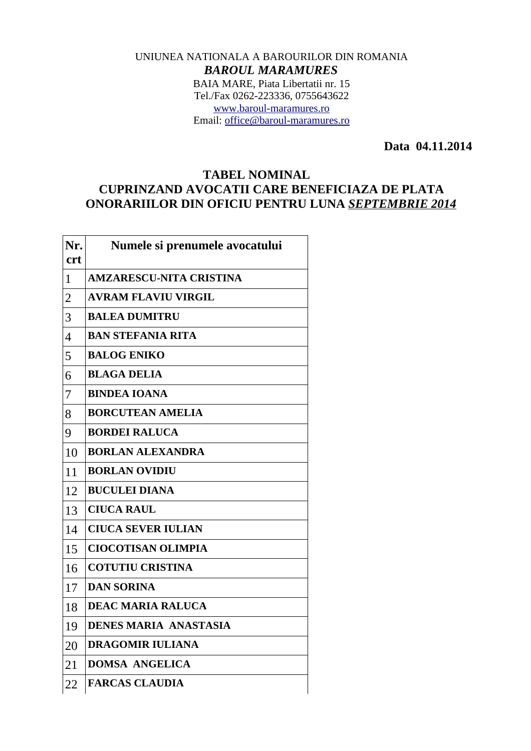UNIUNEA NATIONALA A BAROURILOR DIN ROMANIA

***BAROUL MARAMURES***

BAIA MARE, Piata Libertatii nr. 15
Tel./Fax 0262-223336, 0755643622
www.baroul-maramures.ro
Email: office@baroul-maramures.ro

**Data 04.11.2014**

## TABEL NOMINAL
## CUPRINZAND AVOCATII CARE BENEFICIAZA DE PLATA ONORARIILOR DIN OFICIU PENTRU LUNA *SEPTEMBRIE 2014*

| Nr. crt | Numele si prenumele avocatului |
|---|---|
| 1 | **AMZARESCU-NITA CRISTINA** |
| 2 | **AVRAM FLAVIU VIRGIL** |
| 3 | **BALEA DUMITRU** |
| 4 | **BAN STEFANIA RITA** |
| 5 | **BALOG ENIKO** |
| 6 | **BLAGA DELIA** |
| 7 | **BINDEA IOANA** |
| 8 | **BORCUTEAN AMELIA** |
| 9 | **BORDEI RALUCA** |
| 10 | **BORLAN ALEXANDRA** |
| 11 | **BORLAN OVIDIU** |
| 12 | **BUCULEI DIANA** |
| 13 | **CIUCA RAUL** |
| 14 | **CIUCA SEVER IULIAN** |
| 15 | **CIOCOTISAN OLIMPIA** |
| 16 | **COTUTIU CRISTINA** |
| 17 | **DAN SORINA** |
| 18 | **DEAC MARIA RALUCA** |
| 19 | **DENES MARIA ANASTASIA** |
| 20 | **DRAGOMIR IULIANA** |
| 21 | **DOMSA ANGELICA** |
| 22 | **FARCAS CLAUDIA** |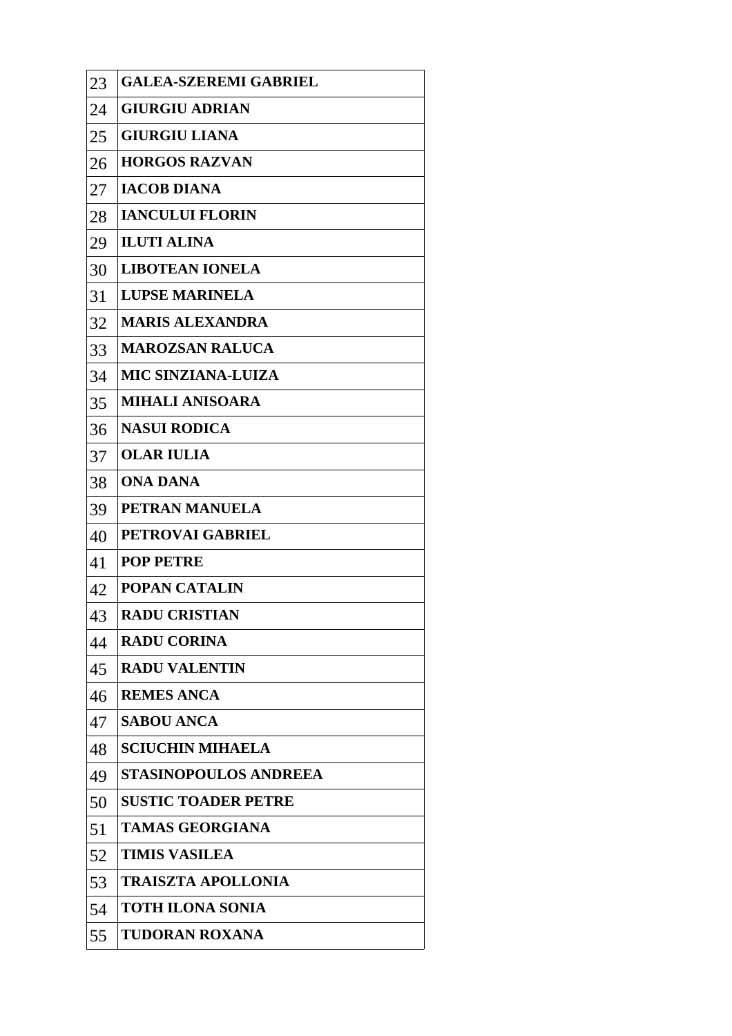| 23 | **GALEA-SZEREMI GABRIEL** |
|---|---|
| 24 | **GIURGIU ADRIAN** |
| 25 | **GIURGIU LIANA** |
| 26 | **HORGOS RAZVAN** |
| 27 | **IACOB DIANA** |
| 28 | **IANCULUI FLORIN** |
| 29 | **ILUTI ALINA** |
| 30 | **LIBOTEAN IONELA** |
| 31 | **LUPSE MARINELA** |
| 32 | **MARIS ALEXANDRA** |
| 33 | **MAROZSAN RALUCA** |
| 34 | **MIC SINZIANA-LUIZA** |
| 35 | **MIHALI ANISOARA** |
| 36 | **NASUI RODICA** |
| 37 | **OLAR IULIA** |
| 38 | **ONA DANA** |
| 39 | **PETRAN MANUELA** |
| 40 | **PETROVAI GABRIEL** |
| 41 | **POP PETRE** |
| 42 | **POPAN CATALIN** |
| 43 | **RADU CRISTIAN** |
| 44 | **RADU CORINA** |
| 45 | **RADU VALENTIN** |
| 46 | **REMES ANCA** |
| 47 | **SABOU ANCA** |
| 48 | **SCIUCHIN MIHAELA** |
| 49 | **STASINOPOULOS ANDREEA** |
| 50 | **SUSTIC TOADER PETRE** |
| 51 | **TAMAS GEORGIANA** |
| 52 | **TIMIS VASILEA** |
| 53 | **TRAISZTA APOLLONIA** |
| 54 | **TOTH ILONA SONIA** |
| 55 | **TUDORAN ROXANA** |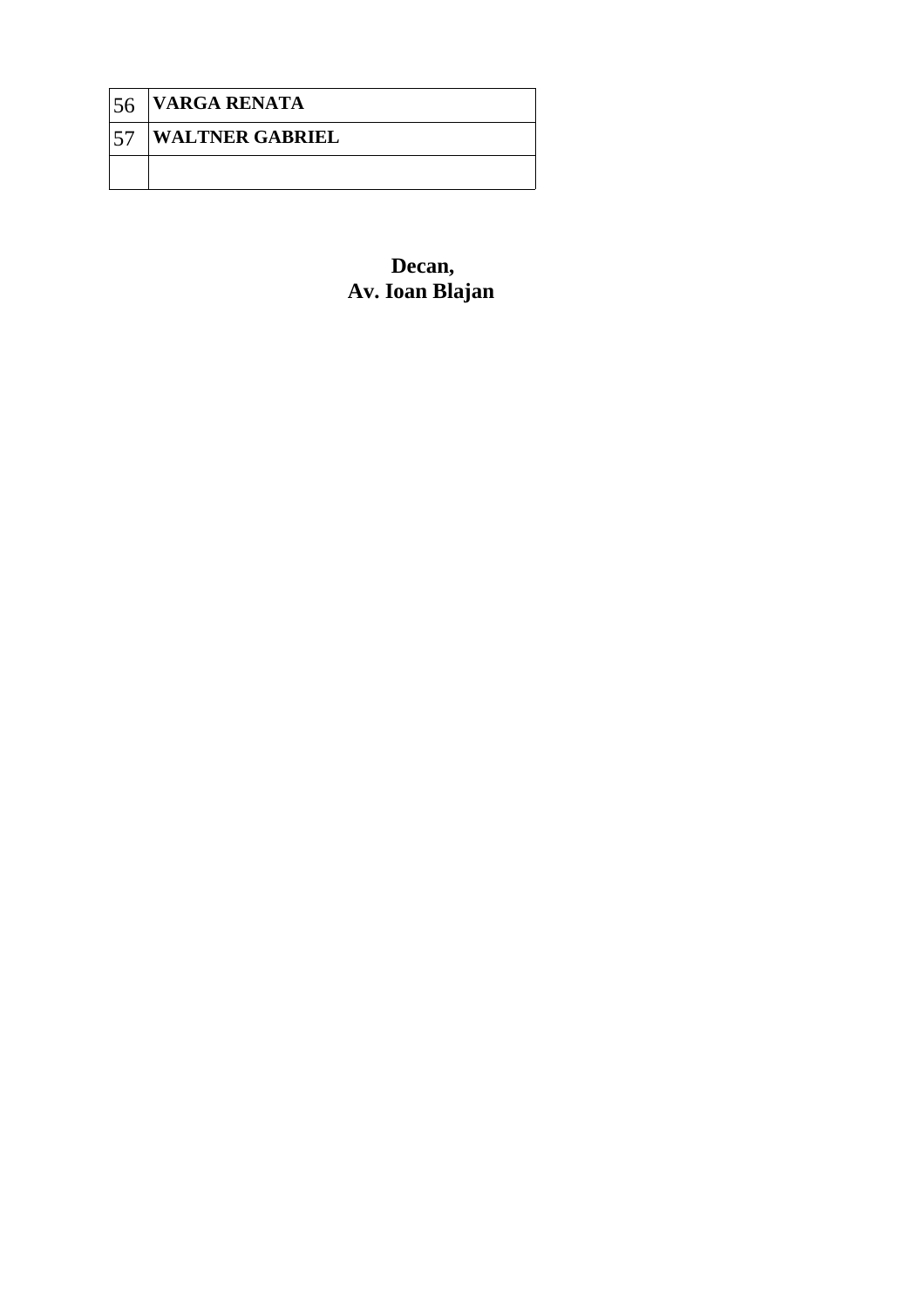| | |
|---|---|
| 56 | **VARGA RENATA** |
| 57 | **WALTNER GABRIEL** |
| | |

**Decan,**
**Av. Ioan Blajan**